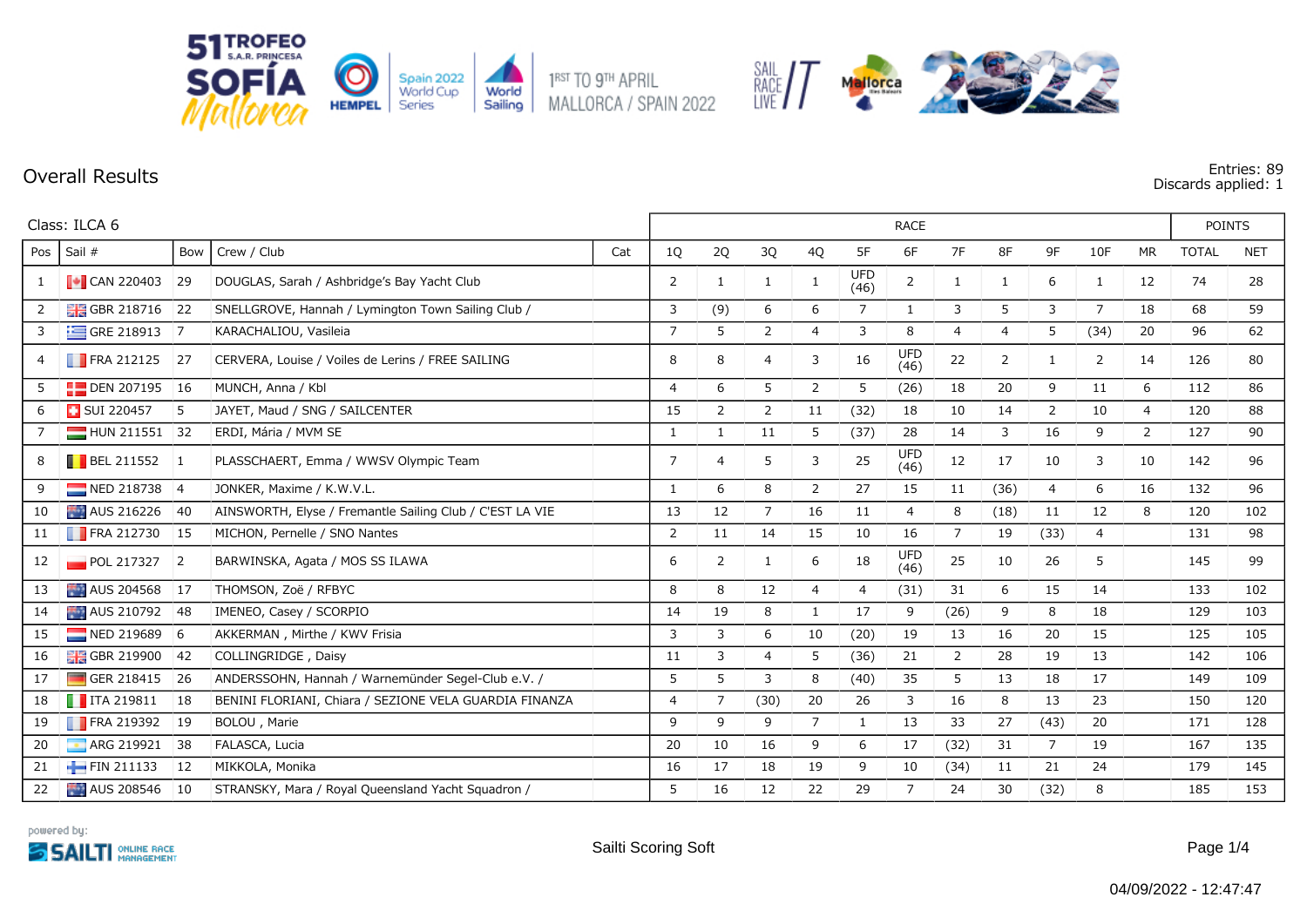51 TROFEO S.A.R. PRINCESA SOFÍA Mallorca

Spain 2022 World Cup Series | World Sailing

1RST TO 9TH APRIL MALLORCA / SPAIN 2022

## Overall Results

Entries: 89
Discards applied: 1

**Class: ILCA 6**

| Pos | Sail # | Bow | Crew / Club | Cat | 1Q | 2Q | 3Q | 4Q | 5F | 6F | 7F | 8F | 9F | 10F | MR | TOTAL | NET |
|---|---|---|---|---|---|---|---|---|---|---|---|---|---|---|---|---|---|
| 1 | CAN 220403 | 29 | DOUGLAS, Sarah / Ashbridge's Bay Yacht Club | | 2 | 1 | 1 | 1 | UFD (46) | 2 | 1 | 1 | 6 | 1 | 12 | 74 | 28 |
| 2 | GBR 218716 | 22 | SNELLGROVE, Hannah / Lymington Town Sailing Club / | | 3 | (9) | 6 | 6 | 7 | 1 | 3 | 5 | 3 | 7 | 18 | 68 | 59 |
| 3 | GRE 218913 | 7 | KARACHALIOU, Vasileia | | 7 | 5 | 2 | 4 | 3 | 8 | 4 | 4 | 5 | (34) | 20 | 96 | 62 |
| 4 | FRA 212125 | 27 | CERVERA, Louise / Voiles de Lerins / FREE SAILING | | 8 | 8 | 4 | 3 | 16 | UFD (46) | 22 | 2 | 1 | 2 | 14 | 126 | 80 |
| 5 | DEN 207195 | 16 | MUNCH, Anna / Kbl | | 4 | 6 | 5 | 2 | 5 | (26) | 18 | 20 | 9 | 11 | 6 | 112 | 86 |
| 6 | SUI 220457 | 5 | JAYET, Maud / SNG / SAILCENTER | | 15 | 2 | 2 | 11 | (32) | 18 | 10 | 14 | 2 | 10 | 4 | 120 | 88 |
| 7 | HUN 211551 | 32 | ERDI, Mária / MVM SE | | 1 | 1 | 11 | 5 | (37) | 28 | 14 | 3 | 16 | 9 | 2 | 127 | 90 |
| 8 | BEL 211552 | 1 | PLASSCHAERT, Emma / WWSV Olympic Team | | 7 | 4 | 5 | 3 | 25 | UFD (46) | 12 | 17 | 10 | 3 | 10 | 142 | 96 |
| 9 | NED 218738 | 4 | JONKER, Maxime / K.W.V.L. | | 1 | 6 | 8 | 2 | 27 | 15 | 11 | (36) | 4 | 6 | 16 | 132 | 96 |
| 10 | AUS 216226 | 40 | AINSWORTH, Elyse / Fremantle Sailing Club / C'EST LA VIE | | 13 | 12 | 7 | 16 | 11 | 4 | 8 | (18) | 11 | 12 | 8 | 120 | 102 |
| 11 | FRA 212730 | 15 | MICHON, Pernelle / SNO Nantes | | 2 | 11 | 14 | 15 | 10 | 16 | 7 | 19 | (33) | 4 | | 131 | 98 |
| 12 | POL 217327 | 2 | BARWINSKA, Agata / MOS SS ILAWA | | 6 | 2 | 1 | 6 | 18 | UFD (46) | 25 | 10 | 26 | 5 | | 145 | 99 |
| 13 | AUS 204568 | 17 | THOMSON, Zoë / RFBYC | | 8 | 8 | 12 | 4 | 4 | (31) | 31 | 6 | 15 | 14 | | 133 | 102 |
| 14 | AUS 210792 | 48 | IMENEO, Casey / SCORPIO | | 14 | 19 | 8 | 1 | 17 | 9 | (26) | 9 | 8 | 18 | | 129 | 103 |
| 15 | NED 219689 | 6 | AKKERMAN , Mirthe / KWV Frisia | | 3 | 3 | 6 | 10 | (20) | 19 | 13 | 16 | 20 | 15 | | 125 | 105 |
| 16 | GBR 219900 | 42 | COLLINGRIDGE , Daisy | | 11 | 3 | 4 | 5 | (36) | 21 | 2 | 28 | 19 | 13 | | 142 | 106 |
| 17 | GER 218415 | 26 | ANDERSSOHN, Hannah / Warnemünder Segel-Club e.V. / | | 5 | 5 | 3 | 8 | (40) | 35 | 5 | 13 | 18 | 17 | | 149 | 109 |
| 18 | ITA 219811 | 18 | BENINI FLORIANI, Chiara / SEZIONE VELA GUARDIA FINANZA | | 4 | 7 | (30) | 20 | 26 | 3 | 16 | 8 | 13 | 23 | | 150 | 120 |
| 19 | FRA 219392 | 19 | BOLOU , Marie | | 9 | 9 | 9 | 7 | 1 | 13 | 33 | 27 | (43) | 20 | | 171 | 128 |
| 20 | ARG 219921 | 38 | FALASCA, Lucia | | 20 | 10 | 16 | 9 | 6 | 17 | (32) | 31 | 7 | 19 | | 167 | 135 |
| 21 | FIN 211133 | 12 | MIKKOLA, Monika | | 16 | 17 | 18 | 19 | 9 | 10 | (34) | 11 | 21 | 24 | | 179 | 145 |
| 22 | AUS 208546 | 10 | STRANSKY, Mara / Royal Queensland Yacht Squadron / | | 5 | 16 | 12 | 22 | 29 | 7 | 24 | 30 | (32) | 8 | | 185 | 153 |

powered by: SAILTI ONLINE RACE MANAGEMENT

Sailti Scoring Soft

04/09/2022 - 12:47:47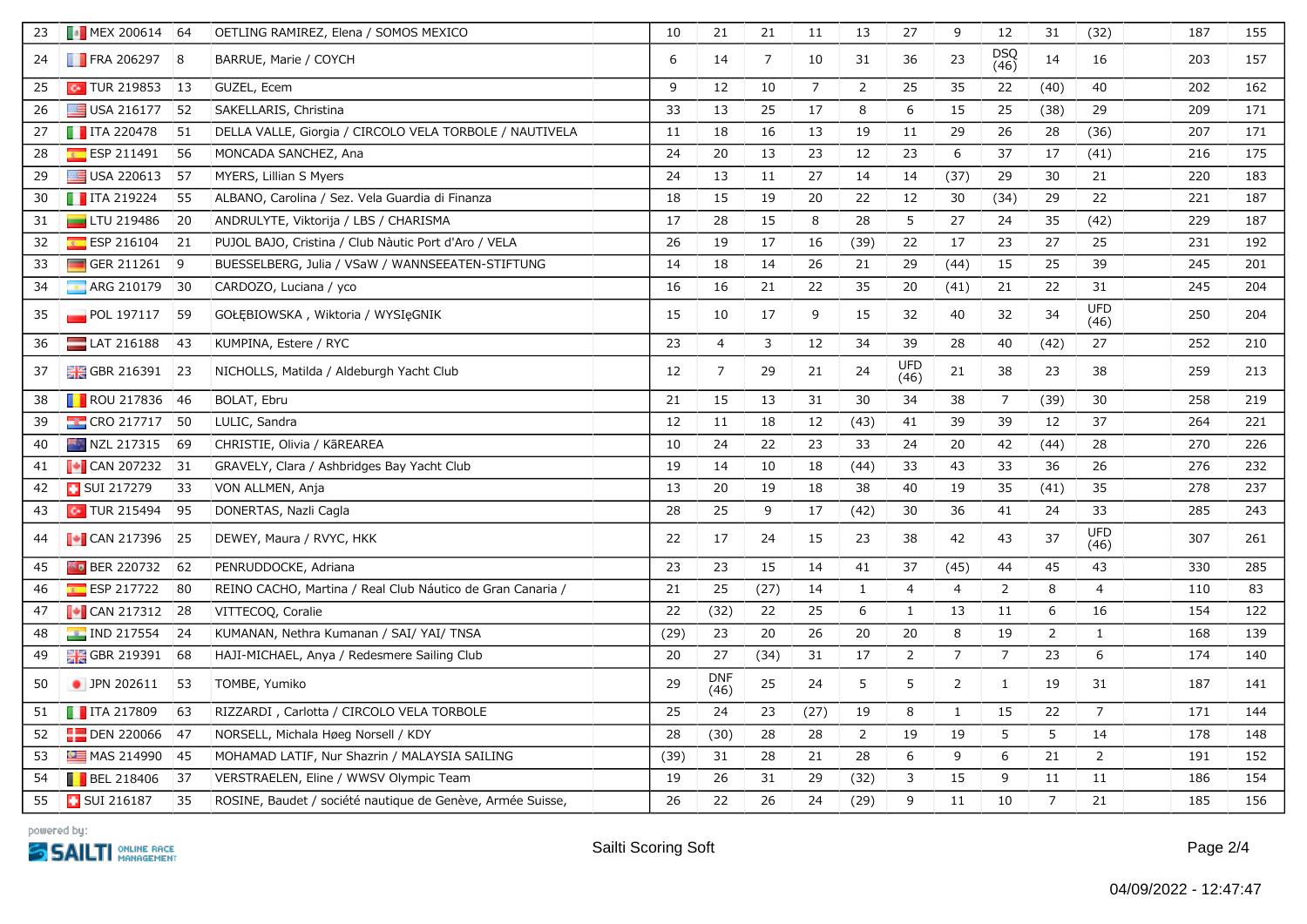| 23 | MEX 200614 | 64 | OETLING RAMIREZ, Elena / SOMOS MEXICO | 10 | 21 | 21 | 11 | 13 | 27 | 9 | 12 | 31 | (32) | 187 | 155 |
|---|---|---|---|---|---|---|---|---|---|---|---|---|---|---|---|
| 24 | FRA 206297 | 8 | BARRUE, Marie / COYCH | 6 | 14 | 7 | 10 | 31 | 36 | 23 | DSQ (46) | 14 | 16 | 203 | 157 |
| 25 | TUR 219853 | 13 | GUZEL, Ecem | 9 | 12 | 10 | 7 | 2 | 25 | 35 | 22 | (40) | 40 | 202 | 162 |
| 26 | USA 216177 | 52 | SAKELLARIS, Christina | 33 | 13 | 25 | 17 | 8 | 6 | 15 | 25 | (38) | 29 | 209 | 171 |
| 27 | ITA 220478 | 51 | DELLA VALLE, Giorgia / CIRCOLO VELA TORBOLE / NAUTIVELA | 11 | 18 | 16 | 13 | 19 | 11 | 29 | 26 | 28 | (36) | 207 | 171 |
| 28 | ESP 211491 | 56 | MONCADA SANCHEZ, Ana | 24 | 20 | 13 | 23 | 12 | 23 | 6 | 37 | 17 | (41) | 216 | 175 |
| 29 | USA 220613 | 57 | MYERS, Lillian S Myers | 24 | 13 | 11 | 27 | 14 | 14 | (37) | 29 | 30 | 21 | 220 | 183 |
| 30 | ITA 219224 | 55 | ALBANO, Carolina / Sez. Vela Guardia di Finanza | 18 | 15 | 19 | 20 | 22 | 12 | 30 | (34) | 29 | 22 | 221 | 187 |
| 31 | LTU 219486 | 20 | ANDRULYTE, Viktorija / LBS / CHARISMA | 17 | 28 | 15 | 8 | 28 | 5 | 27 | 24 | 35 | (42) | 229 | 187 |
| 32 | ESP 216104 | 21 | PUJOL BAJO, Cristina / Club Nàutic Port d'Aro / VELA | 26 | 19 | 17 | 16 | (39) | 22 | 17 | 23 | 27 | 25 | 231 | 192 |
| 33 | GER 211261 | 9 | BUESSELBERG, Julia / VSaW / WANNSEEATEN-STIFTUNG | 14 | 18 | 14 | 26 | 21 | 29 | (44) | 15 | 25 | 39 | 245 | 201 |
| 34 | ARG 210179 | 30 | CARDOZO, Luciana / yco | 16 | 16 | 21 | 22 | 35 | 20 | (41) | 21 | 22 | 31 | 245 | 204 |
| 35 | POL 197117 | 59 | GOŁĘBIOWSKA , Wiktoria / WYSIęGNIK | 15 | 10 | 17 | 9 | 15 | 32 | 40 | 32 | 34 | UFD (46) | 250 | 204 |
| 36 | LAT 216188 | 43 | KUMPINA, Estere / RYC | 23 | 4 | 3 | 12 | 34 | 39 | 28 | 40 | (42) | 27 | 252 | 210 |
| 37 | GBR 216391 | 23 | NICHOLLS, Matilda / Aldeburgh Yacht Club | 12 | 7 | 29 | 21 | 24 | UFD (46) | 21 | 38 | 23 | 38 | 259 | 213 |
| 38 | ROU 217836 | 46 | BOLAT, Ebru | 21 | 15 | 13 | 31 | 30 | 34 | 38 | 7 | (39) | 30 | 258 | 219 |
| 39 | CRO 217717 | 50 | LULIC, Sandra | 12 | 11 | 18 | 12 | (43) | 41 | 39 | 39 | 12 | 37 | 264 | 221 |
| 40 | NZL 217315 | 69 | CHRISTIE, Olivia / KāREAREA | 10 | 24 | 22 | 23 | 33 | 24 | 20 | 42 | (44) | 28 | 270 | 226 |
| 41 | CAN 207232 | 31 | GRAVELY, Clara / Ashbridges Bay Yacht Club | 19 | 14 | 10 | 18 | (44) | 33 | 43 | 33 | 36 | 26 | 276 | 232 |
| 42 | SUI 217279 | 33 | VON ALLMEN, Anja | 13 | 20 | 19 | 18 | 38 | 40 | 19 | 35 | (41) | 35 | 278 | 237 |
| 43 | TUR 215494 | 95 | DONERTAS, Nazli Cagla | 28 | 25 | 9 | 17 | (42) | 30 | 36 | 41 | 24 | 33 | 285 | 243 |
| 44 | CAN 217396 | 25 | DEWEY, Maura / RVYC, HKK | 22 | 17 | 24 | 15 | 23 | 38 | 42 | 43 | 37 | UFD (46) | 307 | 261 |
| 45 | BER 220732 | 62 | PENRUDDOCKE, Adriana | 23 | 23 | 15 | 14 | 41 | 37 | (45) | 44 | 45 | 43 | 330 | 285 |
| 46 | ESP 217722 | 80 | REINO CACHO, Martina / Real Club Náutico de Gran Canaria / | 21 | 25 | (27) | 14 | 1 | 4 | 4 | 2 | 8 | 4 | 110 | 83 |
| 47 | CAN 217312 | 28 | VITTECOQ, Coralie | 22 | (32) | 22 | 25 | 6 | 1 | 13 | 11 | 6 | 16 | 154 | 122 |
| 48 | IND 217554 | 24 | KUMANAN, Nethra Kumanan / SAI/ YAI/ TNSA | (29) | 23 | 20 | 26 | 20 | 20 | 8 | 19 | 2 | 1 | 168 | 139 |
| 49 | GBR 219391 | 68 | HAJI-MICHAEL, Anya / Redesmere Sailing Club | 20 | 27 | (34) | 31 | 17 | 2 | 7 | 7 | 23 | 6 | 174 | 140 |
| 50 | JPN 202611 | 53 | TOMBE, Yumiko | 29 | DNF (46) | 25 | 24 | 5 | 5 | 2 | 1 | 19 | 31 | 187 | 141 |
| 51 | ITA 217809 | 63 | RIZZARDI , Carlotta / CIRCOLO VELA TORBOLE | 25 | 24 | 23 | (27) | 19 | 8 | 1 | 15 | 22 | 7 | 171 | 144 |
| 52 | DEN 220066 | 47 | NORSELL, Michala Høeg Norsell / KDY | 28 | (30) | 28 | 28 | 2 | 19 | 19 | 5 | 5 | 14 | 178 | 148 |
| 53 | MAS 214990 | 45 | MOHAMAD LATIF, Nur Shazrin / MALAYSIA SAILING | (39) | 31 | 28 | 21 | 28 | 6 | 9 | 6 | 21 | 2 | 191 | 152 |
| 54 | BEL 218406 | 37 | VERSTRAELEN, Eline / WWSV Olympic Team | 19 | 26 | 31 | 29 | (32) | 3 | 15 | 9 | 11 | 11 | 186 | 154 |
| 55 | SUI 216187 | 35 | ROSINE, Baudet / société nautique de Genève, Armée Suisse, | 26 | 22 | 26 | 24 | (29) | 9 | 11 | 10 | 7 | 21 | 185 | 156 |

powered by: SAILTI ONLINE RACE MANAGEMENT

Sailti Scoring Soft

04/09/2022 - 12:47:47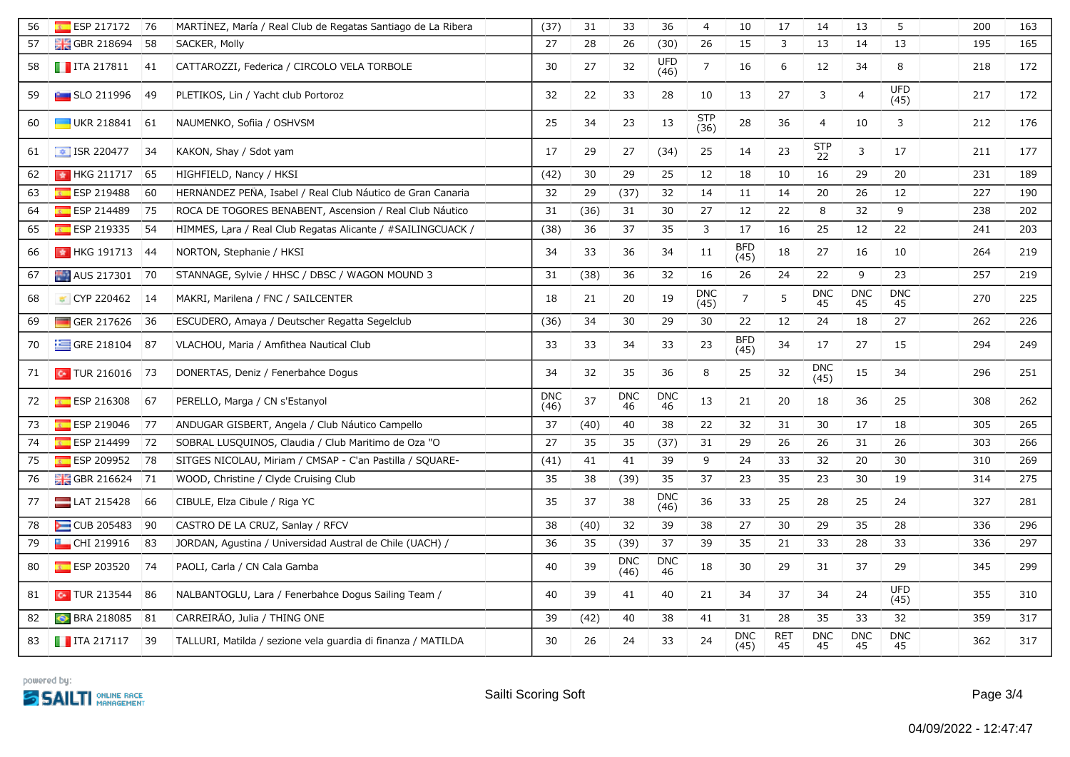| | | | | | | | | | | | | | | | | |
|---|---|---|---|---|---|---|---|---|---|---|---|---|---|---|---|---|
| 56 | ESP 217172 | 76 | MARTÍNEZ, María / Real Club de Regatas Santiago de La Ribera | (37) | 31 | 33 | 36 | 4 | 10 | 17 | 14 | 13 | 5 | | 200 | 163 |
| 57 | GBR 218694 | 58 | SACKER, Molly | 27 | 28 | 26 | (30) | 26 | 15 | 3 | 13 | 14 | 13 | | 195 | 165 |
| 58 | ITA 217811 | 41 | CATTAROZZI, Federica / CIRCOLO VELA TORBOLE | 30 | 27 | 32 | UFD (46) | 7 | 16 | 6 | 12 | 34 | 8 | | 218 | 172 |
| 59 | SLO 211996 | 49 | PLETIKOS, Lin / Yacht club Portoroz | 32 | 22 | 33 | 28 | 10 | 13 | 27 | 3 | 4 | UFD (45) | | 217 | 172 |
| 60 | UKR 218841 | 61 | NAUMENKO, Sofiia / OSHVSM | 25 | 34 | 23 | 13 | STP (36) | 28 | 36 | 4 | 10 | 3 | | 212 | 176 |
| 61 | ISR 220477 | 34 | KAKON, Shay / Sdot yam | 17 | 29 | 27 | (34) | 25 | 14 | 23 | STP 22 | 3 | 17 | | 211 | 177 |
| 62 | HKG 211717 | 65 | HIGHFIELD, Nancy / HKSI | (42) | 30 | 29 | 25 | 12 | 18 | 10 | 16 | 29 | 20 | | 231 | 189 |
| 63 | ESP 219488 | 60 | HERNÁNDEZ PEÑA, Isabel / Real Club Náutico de Gran Canaria | 32 | 29 | (37) | 32 | 14 | 11 | 14 | 20 | 26 | 12 | | 227 | 190 |
| 64 | ESP 214489 | 75 | ROCA DE TOGORES BENABENT, Ascension / Real Club Náutico | 31 | (36) | 31 | 30 | 27 | 12 | 22 | 8 | 32 | 9 | | 238 | 202 |
| 65 | ESP 219335 | 54 | HIMMES, Lara / Real Club Regatas Alicante / #SAILINGCUACK / | (38) | 36 | 37 | 35 | 3 | 17 | 16 | 25 | 12 | 22 | | 241 | 203 |
| 66 | HKG 191713 | 44 | NORTON, Stephanie / HKSI | 34 | 33 | 36 | 34 | 11 | BFD (45) | 18 | 27 | 16 | 10 | | 264 | 219 |
| 67 | AUS 217301 | 70 | STANNAGE, Sylvie / HHSC / DBSC / WAGON MOUND 3 | 31 | (38) | 36 | 32 | 16 | 26 | 24 | 22 | 9 | 23 | | 257 | 219 |
| 68 | CYP 220462 | 14 | MAKRI, Marilena / FNC / SAILCENTER | 18 | 21 | 20 | 19 | DNC (45) | 7 | 5 | DNC 45 | DNC 45 | DNC 45 | | 270 | 225 |
| 69 | GER 217626 | 36 | ESCUDERO, Amaya / Deutscher Regatta Segelclub | (36) | 34 | 30 | 29 | 30 | 22 | 12 | 24 | 18 | 27 | | 262 | 226 |
| 70 | GRE 218104 | 87 | VLACHOU, Maria / Amfithea Nautical Club | 33 | 33 | 34 | 33 | 23 | BFD (45) | 34 | 17 | 27 | 15 | | 294 | 249 |
| 71 | TUR 216016 | 73 | DONERTAS, Deniz / Fenerbahce Dogus | 34 | 32 | 35 | 36 | 8 | 25 | 32 | DNC (45) | 15 | 34 | | 296 | 251 |
| 72 | ESP 216308 | 67 | PERELLO, Marga / CN s'Estanyol | DNC (46) | 37 | DNC 46 | DNC 46 | 13 | 21 | 20 | 18 | 36 | 25 | | 308 | 262 |
| 73 | ESP 219046 | 77 | ANDUGAR GISBERT, Angela / Club Náutico Campello | 37 | (40) | 40 | 38 | 22 | 32 | 31 | 30 | 17 | 18 | | 305 | 265 |
| 74 | ESP 214499 | 72 | SOBRAL LUSQUINOS, Claudia / Club Maritimo de Oza "O | 27 | 35 | 35 | (37) | 31 | 29 | 26 | 26 | 31 | 26 | | 303 | 266 |
| 75 | ESP 209952 | 78 | SITGES NICOLAU, Miriam / CMSAP - C'an Pastilla / SQUARE- | (41) | 41 | 41 | 39 | 9 | 24 | 33 | 32 | 20 | 30 | | 310 | 269 |
| 76 | GBR 216624 | 71 | WOOD, Christine / Clyde Cruising Club | 35 | 38 | (39) | 35 | 37 | 23 | 35 | 23 | 30 | 19 | | 314 | 275 |
| 77 | LAT 215428 | 66 | CIBULE, Elza Cibule / Riga YC | 35 | 37 | 38 | DNC (46) | 36 | 33 | 25 | 28 | 25 | 24 | | 327 | 281 |
| 78 | CUB 205483 | 90 | CASTRO DE LA CRUZ, Sanlay / RFCV | 38 | (40) | 32 | 39 | 38 | 27 | 30 | 29 | 35 | 28 | | 336 | 296 |
| 79 | CHI 219916 | 83 | JORDAN, Agustina / Universidad Austral de Chile (UACH) / | 36 | 35 | (39) | 37 | 39 | 35 | 21 | 33 | 28 | 33 | | 336 | 297 |
| 80 | ESP 203520 | 74 | PAOLI, Carla / CN Cala Gamba | 40 | 39 | DNC (46) | DNC 46 | 18 | 30 | 29 | 31 | 37 | 29 | | 345 | 299 |
| 81 | TUR 213544 | 86 | NALBANTOGLU, Lara / Fenerbahce Dogus Sailing Team / | 40 | 39 | 41 | 40 | 21 | 34 | 37 | 34 | 24 | UFD (45) | | 355 | 310 |
| 82 | BRA 218085 | 81 | CARREIRÃO, Julia / THING ONE | 39 | (42) | 40 | 38 | 41 | 31 | 28 | 35 | 33 | 32 | | 359 | 317 |
| 83 | ITA 217117 | 39 | TALLURI, Matilda / sezione vela guardia di finanza / MATILDA | 30 | 26 | 24 | 33 | 24 | DNC (45) | RET 45 | DNC 45 | DNC 45 | DNC 45 | | 362 | 317 |

powered by: SAILTI ONLINE RACE MANAGEMENT

Sailti Scoring Soft

04/09/2022 - 12:47:47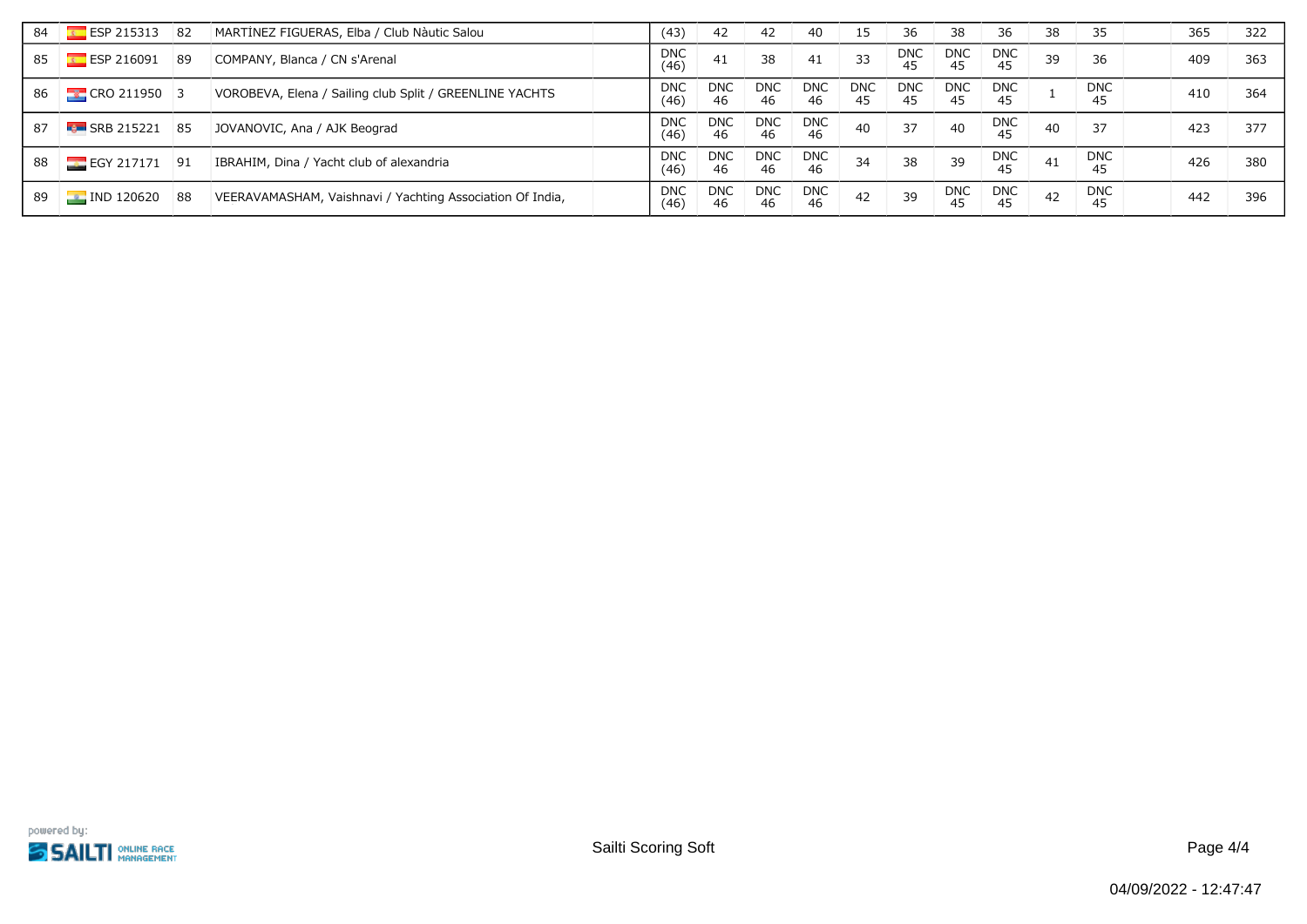| | | | | | | | | | | | | | | | | | | |
|---|---|---|---|---|---|---|---|---|---|---|---|---|---|---|---|---|---|---|
| 84 | ESP 215313 | 82 | MARTÍNEZ FIGUERAS, Elba / Club Nàutic Salou | | (43) | 42 | 42 | 40 | 15 | 36 | 38 | 36 | 38 | 35 | | 365 | 322 |
| 85 | ESP 216091 | 89 | COMPANY, Blanca / CN s'Arenal | | DNC (46) | 41 | 38 | 41 | 33 | DNC 45 | DNC 45 | DNC 45 | 39 | 36 | | 409 | 363 |
| 86 | CRO 211950 | 3 | VOROBEVA, Elena / Sailing club Split / GREENLINE YACHTS | | DNC (46) | DNC 46 | DNC 46 | DNC 46 | DNC 45 | DNC 45 | DNC 45 | DNC 45 | 1 | DNC 45 | | 410 | 364 |
| 87 | SRB 215221 | 85 | JOVANOVIC, Ana / AJK Beograd | | DNC (46) | DNC 46 | DNC 46 | DNC 46 | 40 | 37 | 40 | DNC 45 | 40 | 37 | | 423 | 377 |
| 88 | EGY 217171 | 91 | IBRAHIM, Dina / Yacht club of alexandria | | DNC (46) | DNC 46 | DNC 46 | DNC 46 | 34 | 38 | 39 | DNC 45 | 41 | DNC 45 | | 426 | 380 |
| 89 | IND 120620 | 88 | VEERAVAMASHAM, Vaishnavi / Yachting Association Of India, | | DNC (46) | DNC 46 | DNC 46 | DNC 46 | 42 | 39 | DNC 45 | DNC 45 | 42 | DNC 45 | | 442 | 396 |

powered by: SAILTI ONLINE RACE MANAGEMENT

Sailti Scoring Soft

04/09/2022 - 12:47:47